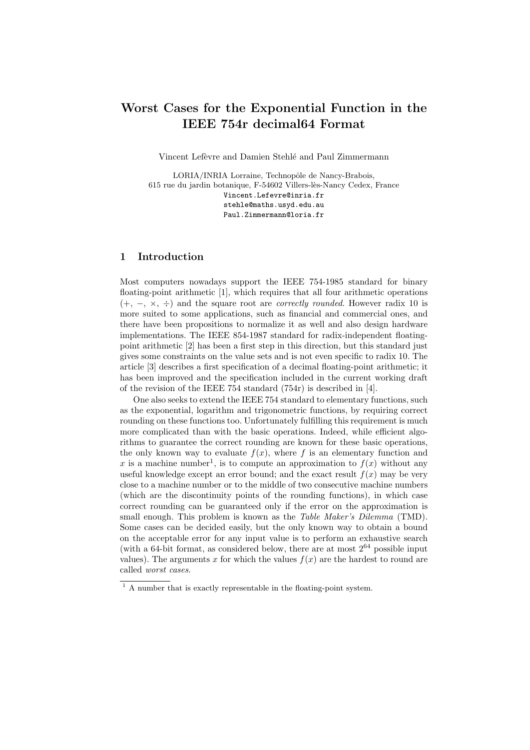# Worst Cases for the Exponential Function in the IEEE 754r decimal64 Format

Vincent Lefèvre and Damien Stehlé and Paul Zimmermann

LORIA/INRIA Lorraine, Technopôle de Nancy-Brabois,
615 rue du jardin botanique, F-54602 Villers-lès-Nancy Cedex, France
Vincent.Lefevre@inria.fr
stehle@maths.usyd.edu.au
Paul.Zimmermann@loria.fr

## 1 Introduction

Most computers nowadays support the IEEE 754-1985 standard for binary floating-point arithmetic [1], which requires that all four arithmetic operations ($+$, $-$, $\times$, $\div$) and the square root are *correctly rounded*. However radix 10 is more suited to some applications, such as financial and commercial ones, and there have been propositions to normalize it as well and also design hardware implementations. The IEEE 854-1987 standard for radix-independent floating-point arithmetic [2] has been a first step in this direction, but this standard just gives some constraints on the value sets and is not even specific to radix 10. The article [3] describes a first specification of a decimal floating-point arithmetic; it has been improved and the specification included in the current working draft of the revision of the IEEE 754 standard (754r) is described in [4].

One also seeks to extend the IEEE 754 standard to elementary functions, such as the exponential, logarithm and trigonometric functions, by requiring correct rounding on these functions too. Unfortunately fulfilling this requirement is much more complicated than with the basic operations. Indeed, while efficient algorithms to guarantee the correct rounding are known for these basic operations, the only known way to evaluate $f(x)$, where $f$ is an elementary function and $x$ is a machine number[1], is to compute an approximation to $f(x)$ without any useful knowledge except an error bound; and the exact result $f(x)$ may be very close to a machine number or to the middle of two consecutive machine numbers (which are the discontinuity points of the rounding functions), in which case correct rounding can be guaranteed only if the error on the approximation is small enough. This problem is known as the *Table Maker's Dilemma* (TMD). Some cases can be decided easily, but the only known way to obtain a bound on the acceptable error for any input value is to perform an exhaustive search (with a 64-bit format, as considered below, there are at most $2^{64}$ possible input values). The arguments $x$ for which the values $f(x)$ are the hardest to round are called *worst cases*.

---

[1] A number that is exactly representable in the floating-point system.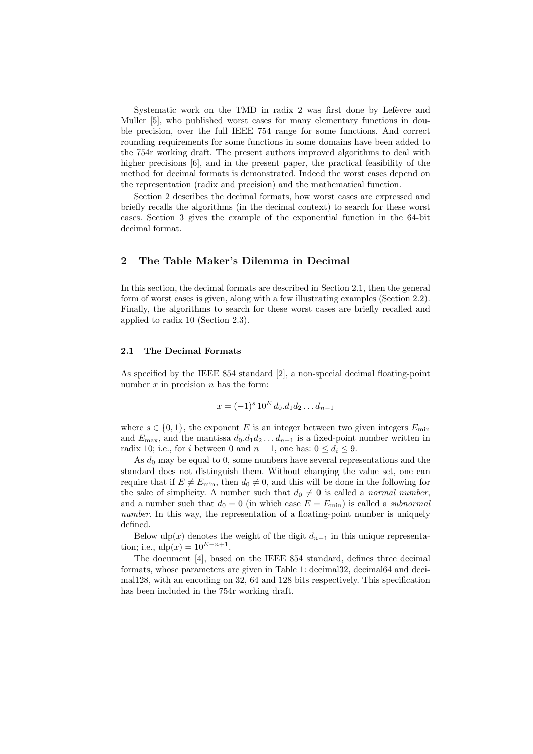Systematic work on the TMD in radix 2 was first done by Lefèvre and Muller [5], who published worst cases for many elementary functions in double precision, over the full IEEE 754 range for some functions. And correct rounding requirements for some functions in some domains have been added to the 754r working draft. The present authors improved algorithms to deal with higher precisions [6], and in the present paper, the practical feasibility of the method for decimal formats is demonstrated. Indeed the worst cases depend on the representation (radix and precision) and the mathematical function.

Section 2 describes the decimal formats, how worst cases are expressed and briefly recalls the algorithms (in the decimal context) to search for these worst cases. Section 3 gives the example of the exponential function in the 64-bit decimal format.

## 2 The Table Maker's Dilemma in Decimal

In this section, the decimal formats are described in Section 2.1, then the general form of worst cases is given, along with a few illustrating examples (Section 2.2). Finally, the algorithms to search for these worst cases are briefly recalled and applied to radix 10 (Section 2.3).

### 2.1 The Decimal Formats

As specified by the IEEE 854 standard [2], a non-special decimal floating-point number $x$ in precision $n$ has the form:

$$x = (-1)^s \, 10^E \, d_0.d_1 d_2 \ldots d_{n-1}$$

where $s \in \{0, 1\}$, the exponent $E$ is an integer between two given integers $E_{\min}$ and $E_{\max}$, and the mantissa $d_0.d_1 d_2 \ldots d_{n-1}$ is a fixed-point number written in radix 10; i.e., for $i$ between 0 and $n-1$, one has: $0 \leq d_i \leq 9$.

As $d_0$ may be equal to 0, some numbers have several representations and the standard does not distinguish them. Without changing the value set, one can require that if $E \neq E_{\min}$, then $d_0 \neq 0$, and this will be done in the following for the sake of simplicity. A number such that $d_0 \neq 0$ is called a *normal number*, and a number such that $d_0 = 0$ (in which case $E = E_{\min}$) is called a *subnormal number*. In this way, the representation of a floating-point number is uniquely defined.

Below $\text{ulp}(x)$ denotes the weight of the digit $d_{n-1}$ in this unique representation; i.e., $\text{ulp}(x) = 10^{E-n+1}$.

The document [4], based on the IEEE 854 standard, defines three decimal formats, whose parameters are given in Table 1: decimal32, decimal64 and decimal128, with an encoding on 32, 64 and 128 bits respectively. This specification has been included in the 754r working draft.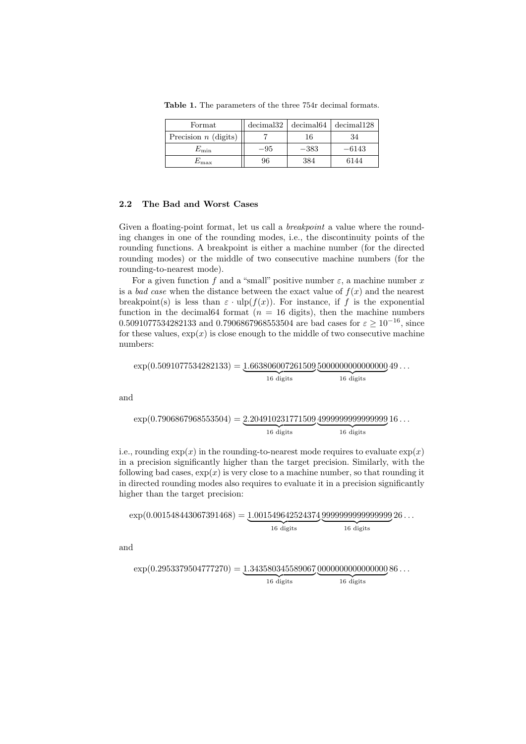**Table 1.** The parameters of the three 754r decimal formats.

| Format | decimal32 | decimal64 | decimal128 |
|---|---|---|---|
| Precision $n$ (digits) | 7 | 16 | 34 |
| $E_{\min}$ | $-95$ | $-383$ | $-6143$ |
| $E_{\max}$ | 96 | 384 | 6144 |

### 2.2 The Bad and Worst Cases

Given a floating-point format, let us call a *breakpoint* a value where the rounding changes in one of the rounding modes, i.e., the discontinuity points of the rounding functions. A breakpoint is either a machine number (for the directed rounding modes) or the middle of two consecutive machine numbers (for the rounding-to-nearest mode).

For a given function $f$ and a "small" positive number $\varepsilon$, a machine number $x$ is a *bad case* when the distance between the exact value of $f(x)$ and the nearest breakpoint(s) is less than $\varepsilon \cdot \mathrm{ulp}(f(x))$. For instance, if $f$ is the exponential function in the decimal64 format ($n = 16$ digits), then the machine numbers 0.5091077534282133 and 0.7906867968553504 are bad cases for $\varepsilon \geq 10^{-16}$, since for these values, $\exp(x)$ is close enough to the middle of two consecutive machine numbers:

$$\exp(0.5091077534282133) = \underbrace{1.663806007261509}_{16\text{ digits}}\underbrace{5000000000000000}_{16\text{ digits}}49\ldots$$

and

$$\exp(0.7906867968553504) = \underbrace{2.204910231771509}_{16\text{ digits}}\underbrace{4999999999999999}_{16\text{ digits}}16\ldots$$

i.e., rounding $\exp(x)$ in the rounding-to-nearest mode requires to evaluate $\exp(x)$ in a precision significantly higher than the target precision. Similarly, with the following bad cases, $\exp(x)$ is very close to a machine number, so that rounding it in directed rounding modes also requires to evaluate it in a precision significantly higher than the target precision:

$$\exp(0.001548443067391468) = \underbrace{1.001549642524374}_{16\text{ digits}}\underbrace{9999999999999999}_{16\text{ digits}}26\ldots$$

and

$$\exp(0.2953379504777270) = \underbrace{1.343580345589067}_{16\text{ digits}}\underbrace{0000000000000000}_{16\text{ digits}}86\ldots$$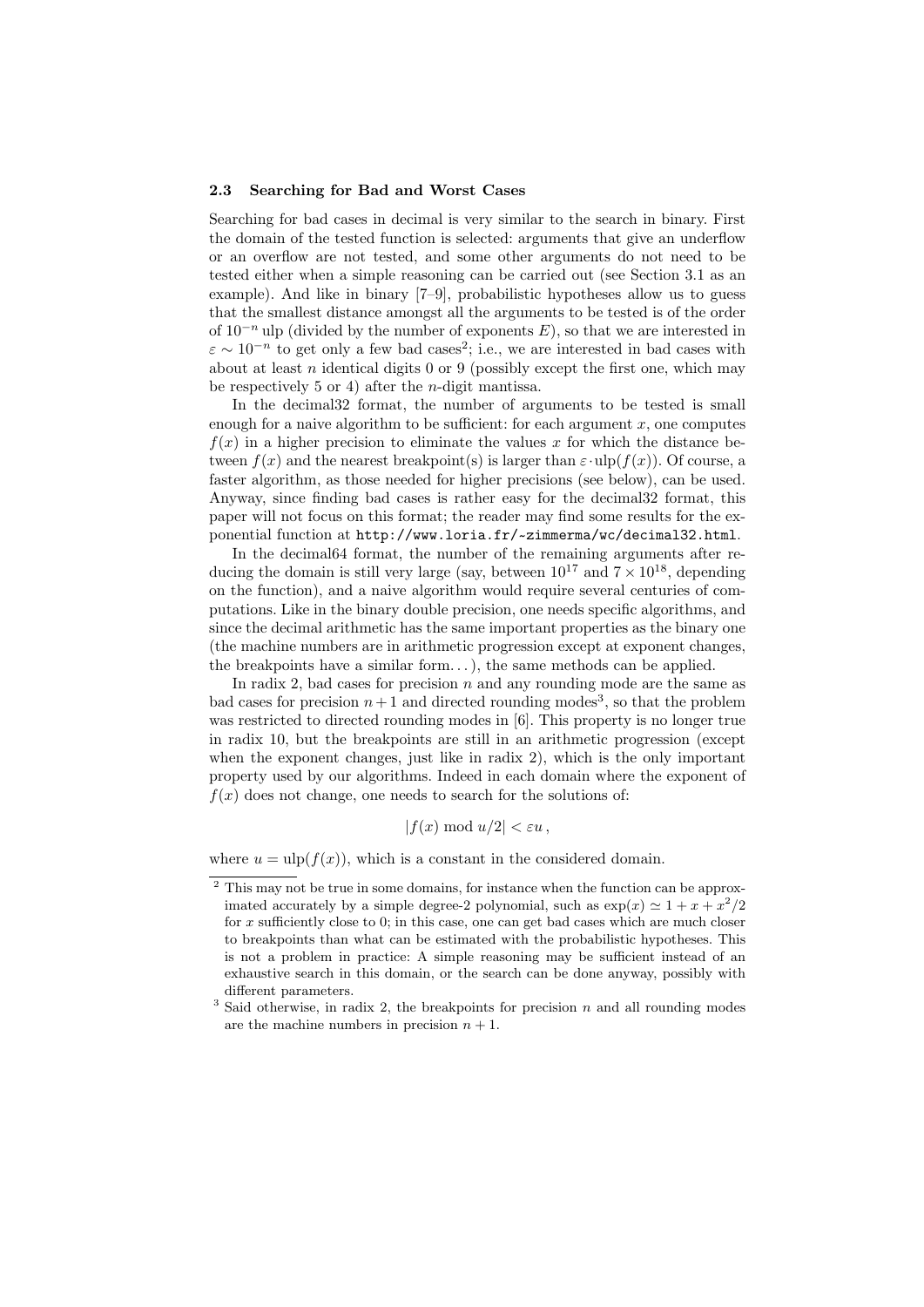### 2.3 Searching for Bad and Worst Cases

Searching for bad cases in decimal is very similar to the search in binary. First the domain of the tested function is selected: arguments that give an underflow or an overflow are not tested, and some other arguments do not need to be tested either when a simple reasoning can be carried out (see Section 3.1 as an example). And like in binary [7–9], probabilistic hypotheses allow us to guess that the smallest distance amongst all the arguments to be tested is of the order of $10^{-n}$ ulp (divided by the number of exponents $E$), so that we are interested in $\varepsilon \sim 10^{-n}$ to get only a few bad cases[2]; i.e., we are interested in bad cases with about at least $n$ identical digits 0 or 9 (possibly except the first one, which may be respectively 5 or 4) after the $n$-digit mantissa.

In the decimal32 format, the number of arguments to be tested is small enough for a naive algorithm to be sufficient: for each argument $x$, one computes $f(x)$ in a higher precision to eliminate the values $x$ for which the distance between $f(x)$ and the nearest breakpoint(s) is larger than $\varepsilon \cdot \mathrm{ulp}(f(x))$. Of course, a faster algorithm, as those needed for higher precisions (see below), can be used. Anyway, since finding bad cases is rather easy for the decimal32 format, this paper will not focus on this format; the reader may find some results for the exponential function at `http://www.loria.fr/~zimmerma/wc/decimal32.html`.

In the decimal64 format, the number of the remaining arguments after reducing the domain is still very large (say, between $10^{17}$ and $7 \times 10^{18}$, depending on the function), and a naive algorithm would require several centuries of computations. Like in the binary double precision, one needs specific algorithms, and since the decimal arithmetic has the same important properties as the binary one (the machine numbers are in arithmetic progression except at exponent changes, the breakpoints have a similar form...), the same methods can be applied.

In radix 2, bad cases for precision $n$ and any rounding mode are the same as bad cases for precision $n+1$ and directed rounding modes[3], so that the problem was restricted to directed rounding modes in [6]. This property is no longer true in radix 10, but the breakpoints are still in an arithmetic progression (except when the exponent changes, just like in radix 2), which is the only important property used by our algorithms. Indeed in each domain where the exponent of $f(x)$ does not change, one needs to search for the solutions of:

$$|f(x) \bmod u/2| < \varepsilon u \,,$$

where $u = \mathrm{ulp}(f(x))$, which is a constant in the considered domain.

---

[2] This may not be true in some domains, for instance when the function can be approximated accurately by a simple degree-2 polynomial, such as $\exp(x) \simeq 1 + x + x^2/2$ for $x$ sufficiently close to 0; in this case, one can get bad cases which are much closer to breakpoints than what can be estimated with the probabilistic hypotheses. This is not a problem in practice: A simple reasoning may be sufficient instead of an exhaustive search in this domain, or the search can be done anyway, possibly with different parameters.

[3] Said otherwise, in radix 2, the breakpoints for precision $n$ and all rounding modes are the machine numbers in precision $n+1$.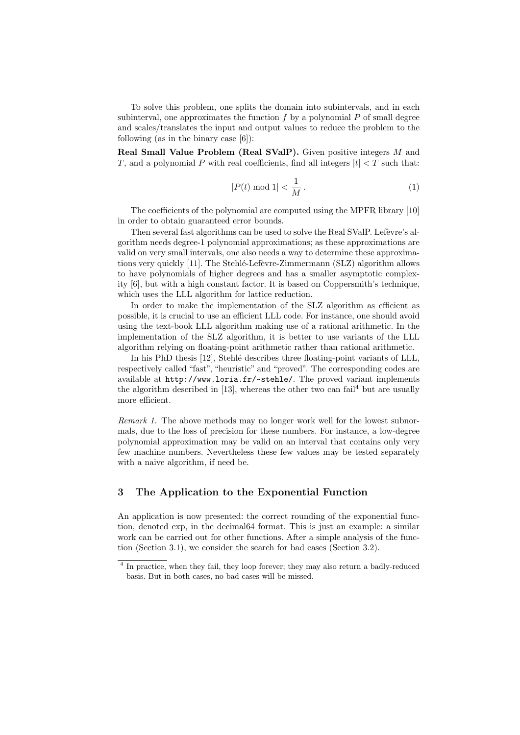To solve this problem, one splits the domain into subintervals, and in each subinterval, one approximates the function $f$ by a polynomial $P$ of small degree and scales/translates the input and output values to reduce the problem to the following (as in the binary case [6]):

**Real Small Value Problem (Real SValP).** Given positive integers $M$ and $T$, and a polynomial $P$ with real coefficients, find all integers $|t| < T$ such that:

$$|P(t) \bmod 1| < \frac{1}{M}\,. \tag{1}$$

The coefficients of the polynomial are computed using the MPFR library [10] in order to obtain guaranteed error bounds.

Then several fast algorithms can be used to solve the Real SValP. Lefèvre's algorithm needs degree-1 polynomial approximations; as these approximations are valid on very small intervals, one also needs a way to determine these approximations very quickly [11]. The Stehlé-Lefèvre-Zimmermann (SLZ) algorithm allows to have polynomials of higher degrees and has a smaller asymptotic complexity [6], but with a high constant factor. It is based on Coppersmith's technique, which uses the LLL algorithm for lattice reduction.

In order to make the implementation of the SLZ algorithm as efficient as possible, it is crucial to use an efficient LLL code. For instance, one should avoid using the text-book LLL algorithm making use of a rational arithmetic. In the implementation of the SLZ algorithm, it is better to use variants of the LLL algorithm relying on floating-point arithmetic rather than rational arithmetic.

In his PhD thesis [12], Stehlé describes three floating-point variants of LLL, respectively called "fast", "heuristic" and "proved". The corresponding codes are available at `http://www.loria.fr/~stehle/`. The proved variant implements the algorithm described in [13], whereas the other two can fail[4] but are usually more efficient.

*Remark 1.* The above methods may no longer work well for the lowest subnormals, due to the loss of precision for these numbers. For instance, a low-degree polynomial approximation may be valid on an interval that contains only very few machine numbers. Nevertheless these few values may be tested separately with a naive algorithm, if need be.

## 3 The Application to the Exponential Function

An application is now presented: the correct rounding of the exponential function, denoted exp, in the decimal64 format. This is just an example: a similar work can be carried out for other functions. After a simple analysis of the function (Section 3.1), we consider the search for bad cases (Section 3.2).

[4] In practice, when they fail, they loop forever; they may also return a badly-reduced basis. But in both cases, no bad cases will be missed.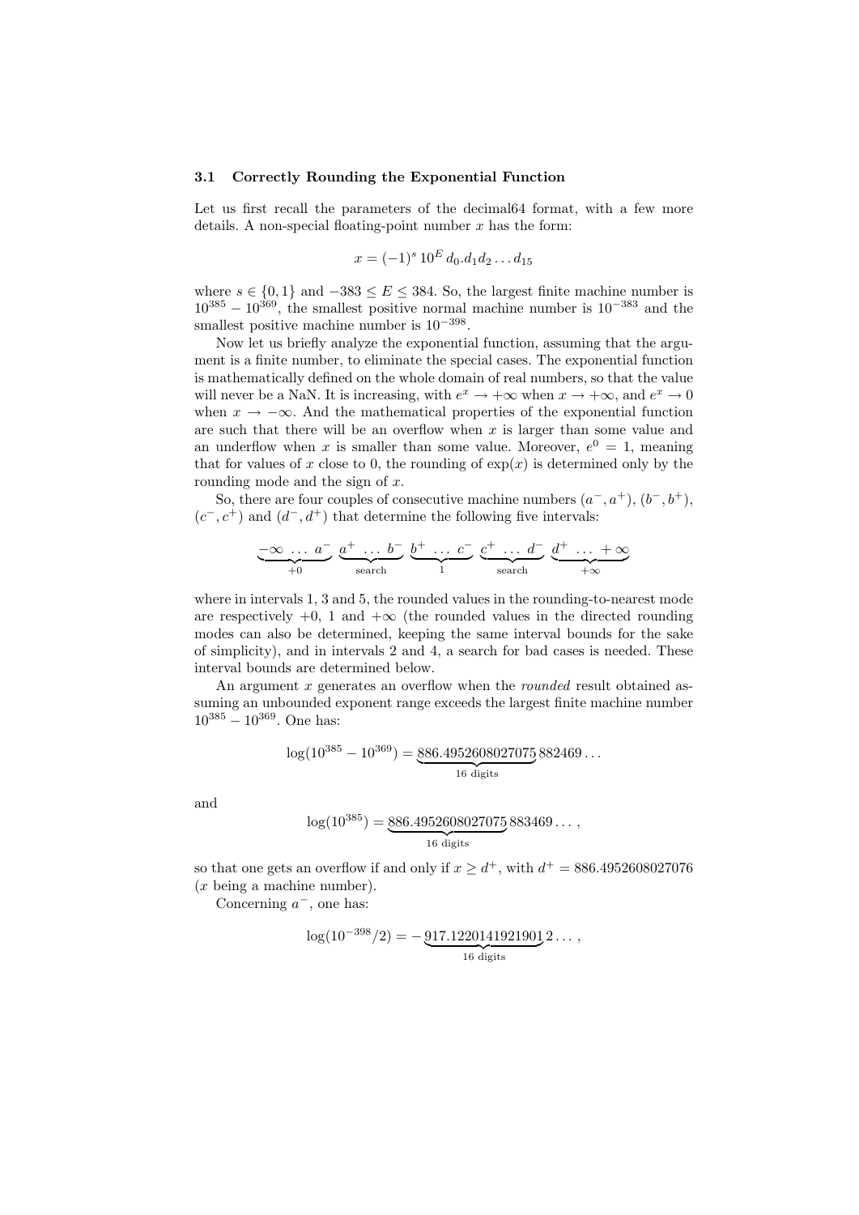### 3.1 Correctly Rounding the Exponential Function

Let us first recall the parameters of the decimal64 format, with a few more details. A non-special floating-point number $x$ has the form:

$$x = (-1)^s \, 10^E \, d_0.d_1 d_2 \ldots d_{15}$$

where $s \in \{0, 1\}$ and $-383 \le E \le 384$. So, the largest finite machine number is $10^{385} - 10^{369}$, the smallest positive normal machine number is $10^{-383}$ and the smallest positive machine number is $10^{-398}$.

Now let us briefly analyze the exponential function, assuming that the argument is a finite number, to eliminate the special cases. The exponential function is mathematically defined on the whole domain of real numbers, so that the value will never be a NaN. It is increasing, with $e^x \to +\infty$ when $x \to +\infty$, and $e^x \to 0$ when $x \to -\infty$. And the mathematical properties of the exponential function are such that there will be an overflow when $x$ is larger than some value and an underflow when $x$ is smaller than some value. Moreover, $e^0 = 1$, meaning that for values of $x$ close to 0, the rounding of $\exp(x)$ is determined only by the rounding mode and the sign of $x$.

So, there are four couples of consecutive machine numbers $(a^-, a^+)$, $(b^-, b^+)$, $(c^-, c^+)$ and $(d^-, d^+)$ that determine the following five intervals:

$$\underbrace{-\infty \;\ldots\; a^-}_{+0} \;\; \underbrace{a^+ \;\ldots\; b^-}_{\text{search}} \;\; \underbrace{b^+ \;\ldots\; c^-}_{1} \;\; \underbrace{c^+ \;\ldots\; d^-}_{\text{search}} \;\; \underbrace{d^+ \;\ldots\; +\infty}_{+\infty}$$

where in intervals 1, 3 and 5, the rounded values in the rounding-to-nearest mode are respectively $+0$, 1 and $+\infty$ (the rounded values in the directed rounding modes can also be determined, keeping the same interval bounds for the sake of simplicity), and in intervals 2 and 4, a search for bad cases is needed. These interval bounds are determined below.

An argument $x$ generates an overflow when the *rounded* result obtained assuming an unbounded exponent range exceeds the largest finite machine number $10^{385} - 10^{369}$. One has:

$$\log(10^{385} - 10^{369}) = \underbrace{886.4952608027075}_{16 \text{ digits}} 882469 \ldots$$

and

$$\log(10^{385}) = \underbrace{886.4952608027075}_{16 \text{ digits}} 883469 \ldots,$$

so that one gets an overflow if and only if $x \ge d^+$, with $d^+ = 886.4952608027076$ ($x$ being a machine number).

Concerning $a^-$, one has:

$$\log(10^{-398}/2) = -\underbrace{917.1220141921901}_{16 \text{ digits}} 2 \ldots,$$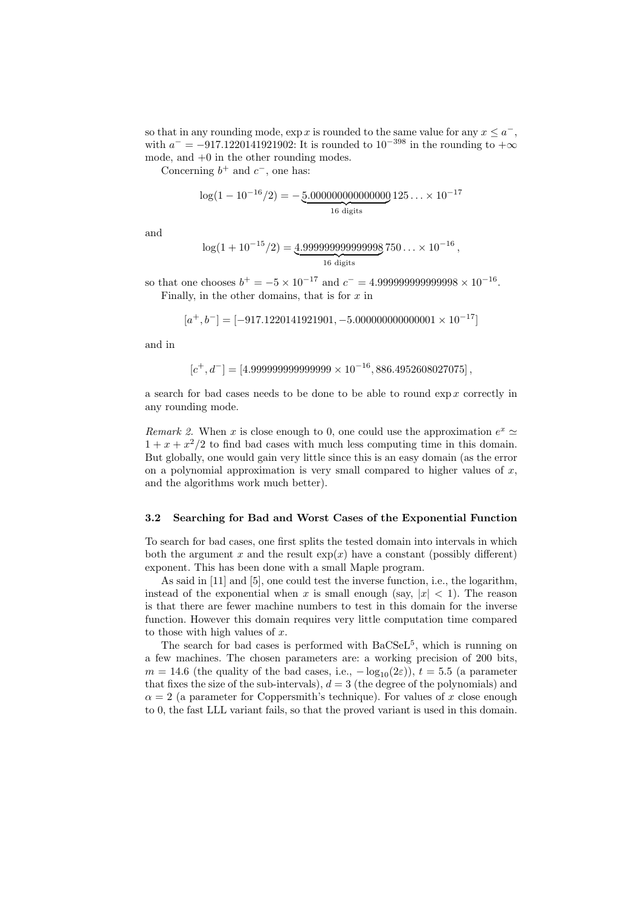so that in any rounding mode, $\exp x$ is rounded to the same value for any $x \leq a^-$, with $a^- = -917.1220141921902$: It is rounded to $10^{-398}$ in the rounding to $+\infty$ mode, and $+0$ in the other rounding modes.

Concerning $b^+$ and $c^-$, one has:

$$\log(1 - 10^{-16}/2) = -\underbrace{5.000000000000000}_{16 \text{ digits}}125\ldots \times 10^{-17}$$

and

$$\log(1 + 10^{-15}/2) = \underbrace{4.999999999999998}_{16 \text{ digits}}750\ldots \times 10^{-16},$$

so that one chooses $b^+ = -5 \times 10^{-17}$ and $c^- = 4.999999999999998 \times 10^{-16}$.

Finally, in the other domains, that is for $x$ in

$$[a^+, b^-] = [-917.1220141921901, -5.000000000000001 \times 10^{-17}]$$

and in

$$[c^+, d^-] = [4.999999999999999 \times 10^{-16}, 886.4952608027075],$$

a search for bad cases needs to be done to be able to round $\exp x$ correctly in any rounding mode.

*Remark 2.* When $x$ is close enough to 0, one could use the approximation $e^x \simeq 1 + x + x^2/2$ to find bad cases with much less computing time in this domain. But globally, one would gain very little since this is an easy domain (as the error on a polynomial approximation is very small compared to higher values of $x$, and the algorithms work much better).

### 3.2 Searching for Bad and Worst Cases of the Exponential Function

To search for bad cases, one first splits the tested domain into intervals in which both the argument $x$ and the result $\exp(x)$ have a constant (possibly different) exponent. This has been done with a small Maple program.

As said in [11] and [5], one could test the inverse function, i.e., the logarithm, instead of the exponential when $x$ is small enough (say, $|x| < 1$). The reason is that there are fewer machine numbers to test in this domain for the inverse function. However this domain requires very little computation time compared to those with high values of $x$.

The search for bad cases is performed with BaCSeL[5], which is running on a few machines. The chosen parameters are: a working precision of 200 bits, $m = 14.6$ (the quality of the bad cases, i.e., $-\log_{10}(2\varepsilon)$), $t = 5.5$ (a parameter that fixes the size of the sub-intervals), $d = 3$ (the degree of the polynomials) and $\alpha = 2$ (a parameter for Coppersmith's technique). For values of $x$ close enough to 0, the fast LLL variant fails, so that the proved variant is used in this domain.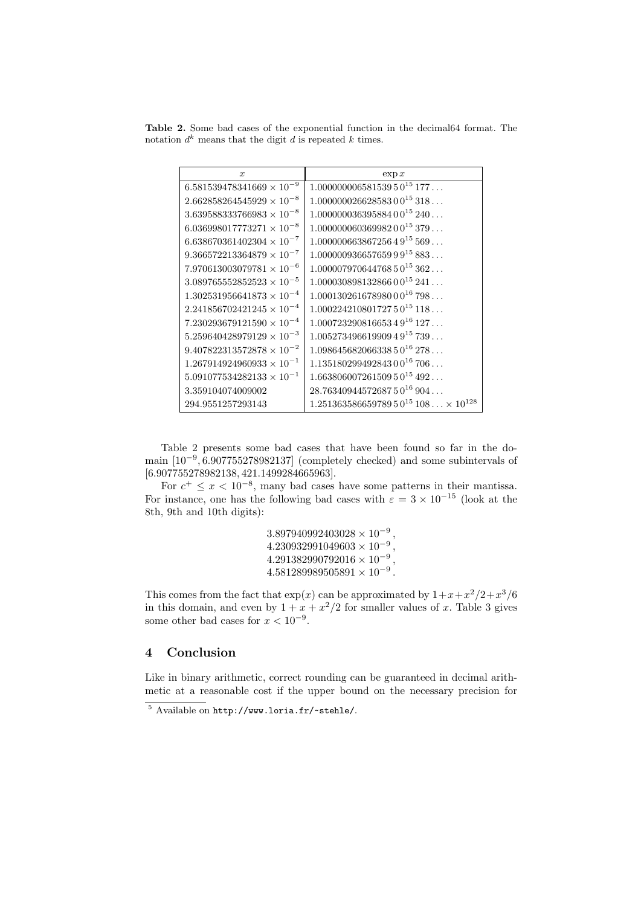**Table 2.** Some bad cases of the exponential function in the decimal64 format. The notation $d^k$ means that the digit $d$ is repeated $k$ times.

| $x$ | $\exp x$ |
|---|---|
| $6.581539478341669 \times 10^{-9}$ | $1.000000006581539\,5\,0^{15}\,177\ldots$ |
| $2.662858264545929 \times 10^{-8}$ | $1.000000026628583\,0\,0^{15}\,318\ldots$ |
| $3.639588333766983 \times 10^{-8}$ | $1.000000036395884\,0\,0^{15}\,240\ldots$ |
| $6.036998017773271 \times 10^{-8}$ | $1.000000060369982\,0\,0^{15}\,379\ldots$ |
| $6.638670361402304 \times 10^{-7}$ | $1.000000663867256\,4\,9^{15}\,569\ldots$ |
| $9.366572213364879 \times 10^{-7}$ | $1.000000936657659\,9\,9^{15}\,883\ldots$ |
| $7.970613003079781 \times 10^{-6}$ | $1.000007970644768\,5\,0^{15}\,362\ldots$ |
| $3.089765552852523 \times 10^{-5}$ | $1.000030898132866\,0\,0^{15}\,241\ldots$ |
| $1.302531956641873 \times 10^{-4}$ | $1.000130261678980\,0\,0^{16}\,798\ldots$ |
| $2.241856702421245 \times 10^{-4}$ | $1.000224210801727\,5\,0^{15}\,118\ldots$ |
| $7.230293679121590 \times 10^{-4}$ | $1.000723290816653\,4\,9^{16}\,127\ldots$ |
| $5.259640428979129 \times 10^{-3}$ | $1.005273496619909\,4\,9^{15}\,739\ldots$ |
| $9.407822313572878 \times 10^{-2}$ | $1.098645682066338\,5\,0^{16}\,278\ldots$ |
| $1.267914924960933 \times 10^{-1}$ | $1.135180299492843\,0\,0^{16}\,706\ldots$ |
| $5.091077534282133 \times 10^{-1}$ | $1.663806007261509\,5\,0^{15}\,492\ldots$ |
| $3.359104074009002$ | $28.76340944572687\,5\,0^{16}\,904\ldots$ |
| $294.9551257293143$ | $1.251363586659789\,5\,0^{15}\,108\ldots \times 10^{128}$ |

Table 2 presents some bad cases that have been found so far in the domain $[10^{-9}, 6.907755278982137]$ (completely checked) and some subintervals of $[6.907755278982138, 421.1499284665963]$.

For $c^{+} \leq x < 10^{-8}$, many bad cases have some patterns in their mantissa. For instance, one has the following bad cases with $\varepsilon = 3 \times 10^{-15}$ (look at the 8th, 9th and 10th digits):

$$3.897940992403028 \times 10^{-9},$$
$$4.230932991049603 \times 10^{-9},$$
$$4.291382990792016 \times 10^{-9},$$
$$4.581289989505891 \times 10^{-9}.$$

This comes from the fact that $\exp(x)$ can be approximated by $1+x+x^2/2+x^3/6$ in this domain, and even by $1+x+x^2/2$ for smaller values of $x$. Table 3 gives some other bad cases for $x < 10^{-9}$.

## 4 Conclusion

Like in binary arithmetic, correct rounding can be guaranteed in decimal arithmetic at a reasonable cost if the upper bound on the necessary precision for

[5] Available on http://www.loria.fr/~stehle/.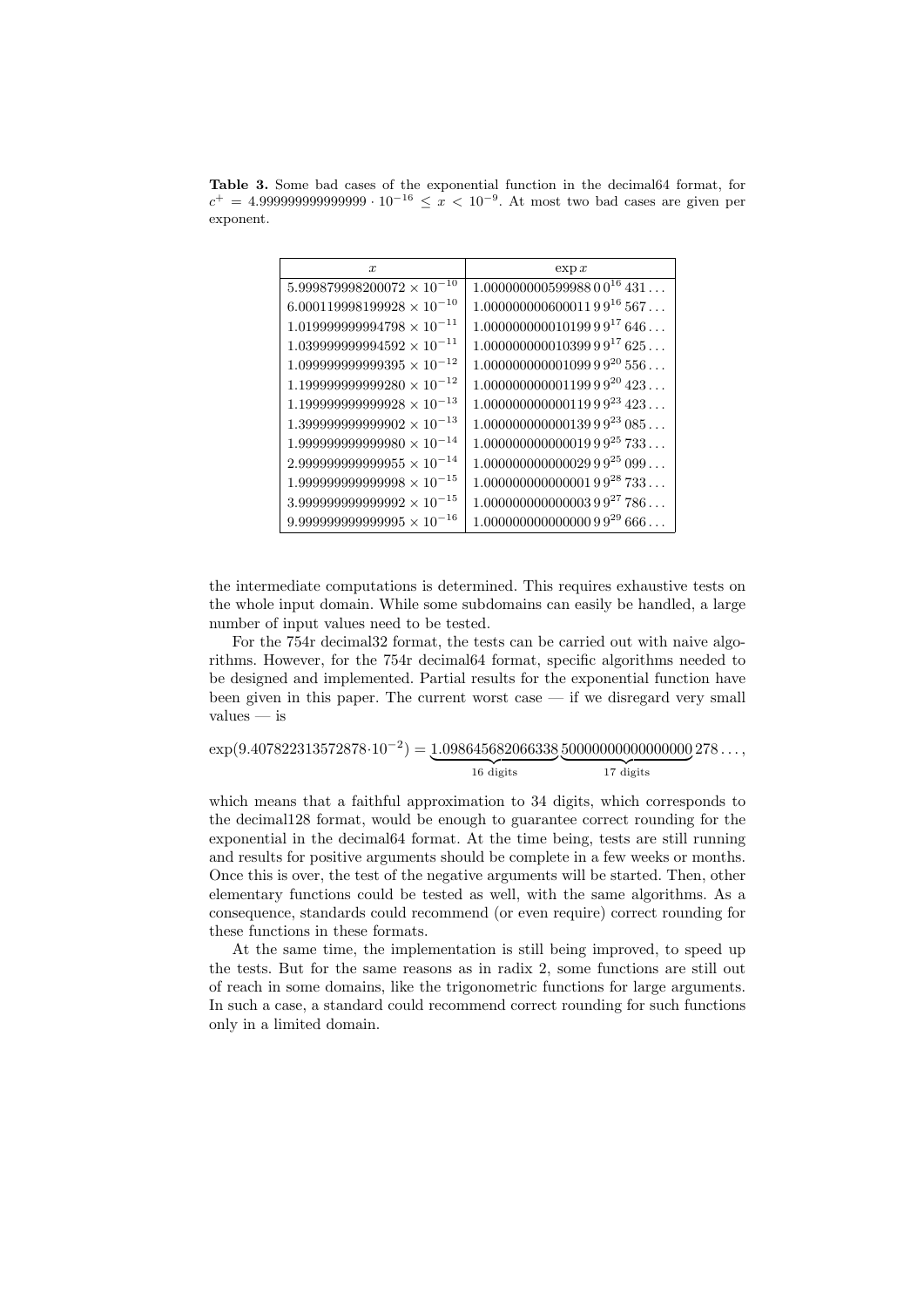**Table 3.** Some bad cases of the exponential function in the decimal64 format, for $c^+ = 4.999999999999999 \cdot 10^{-16} \leq x < 10^{-9}$. At most two bad cases are given per exponent.

| $x$ | $\exp x$ |
|---|---|
| $5.999879998200072 \times 10^{-10}$ | $1.000000000599988\,0\,0^{16}\,431\ldots$ |
| $6.000119998199928 \times 10^{-10}$ | $1.000000000600011\,9\,9^{16}\,567\ldots$ |
| $1.019999999994798 \times 10^{-11}$ | $1.000000000010199\,9\,9^{17}\,646\ldots$ |
| $1.039999999994592 \times 10^{-11}$ | $1.000000000010399\,9\,9^{17}\,625\ldots$ |
| $1.099999999999395 \times 10^{-12}$ | $1.000000000001099\,9\,9^{20}\,556\ldots$ |
| $1.199999999999280 \times 10^{-12}$ | $1.000000000001199\,9\,9^{20}\,423\ldots$ |
| $1.199999999999928 \times 10^{-13}$ | $1.000000000000119\,9\,9^{23}\,423\ldots$ |
| $1.399999999999902 \times 10^{-13}$ | $1.000000000000139\,9\,9^{23}\,085\ldots$ |
| $1.999999999999980 \times 10^{-14}$ | $1.000000000000019\,9\,9^{25}\,733\ldots$ |
| $2.999999999999955 \times 10^{-14}$ | $1.000000000000029\,9\,9^{25}\,099\ldots$ |
| $1.999999999999998 \times 10^{-15}$ | $1.000000000000001\,9\,9^{28}\,733\ldots$ |
| $3.999999999999992 \times 10^{-15}$ | $1.000000000000003\,9\,9^{27}\,786\ldots$ |
| $9.999999999999995 \times 10^{-16}$ | $1.000000000000000\,9\,9^{29}\,666\ldots$ |

the intermediate computations is determined. This requires exhaustive tests on the whole input domain. While some subdomains can easily be handled, a large number of input values need to be tested.

For the 754r decimal32 format, the tests can be carried out with naive algorithms. However, for the 754r decimal64 format, specific algorithms needed to be designed and implemented. Partial results for the exponential function have been given in this paper. The current worst case — if we disregard very small values — is

$$\exp(9.407822313572878 \cdot 10^{-2}) = \underbrace{1.098645682066338}_{16 \text{ digits}}\underbrace{50000000000000000}_{17 \text{ digits}}278\ldots,$$

which means that a faithful approximation to 34 digits, which corresponds to the decimal128 format, would be enough to guarantee correct rounding for the exponential in the decimal64 format. At the time being, tests are still running and results for positive arguments should be complete in a few weeks or months. Once this is over, the test of the negative arguments will be started. Then, other elementary functions could be tested as well, with the same algorithms. As a consequence, standards could recommend (or even require) correct rounding for these functions in these formats.

At the same time, the implementation is still being improved, to speed up the tests. But for the same reasons as in radix 2, some functions are still out of reach in some domains, like the trigonometric functions for large arguments. In such a case, a standard could recommend correct rounding for such functions only in a limited domain.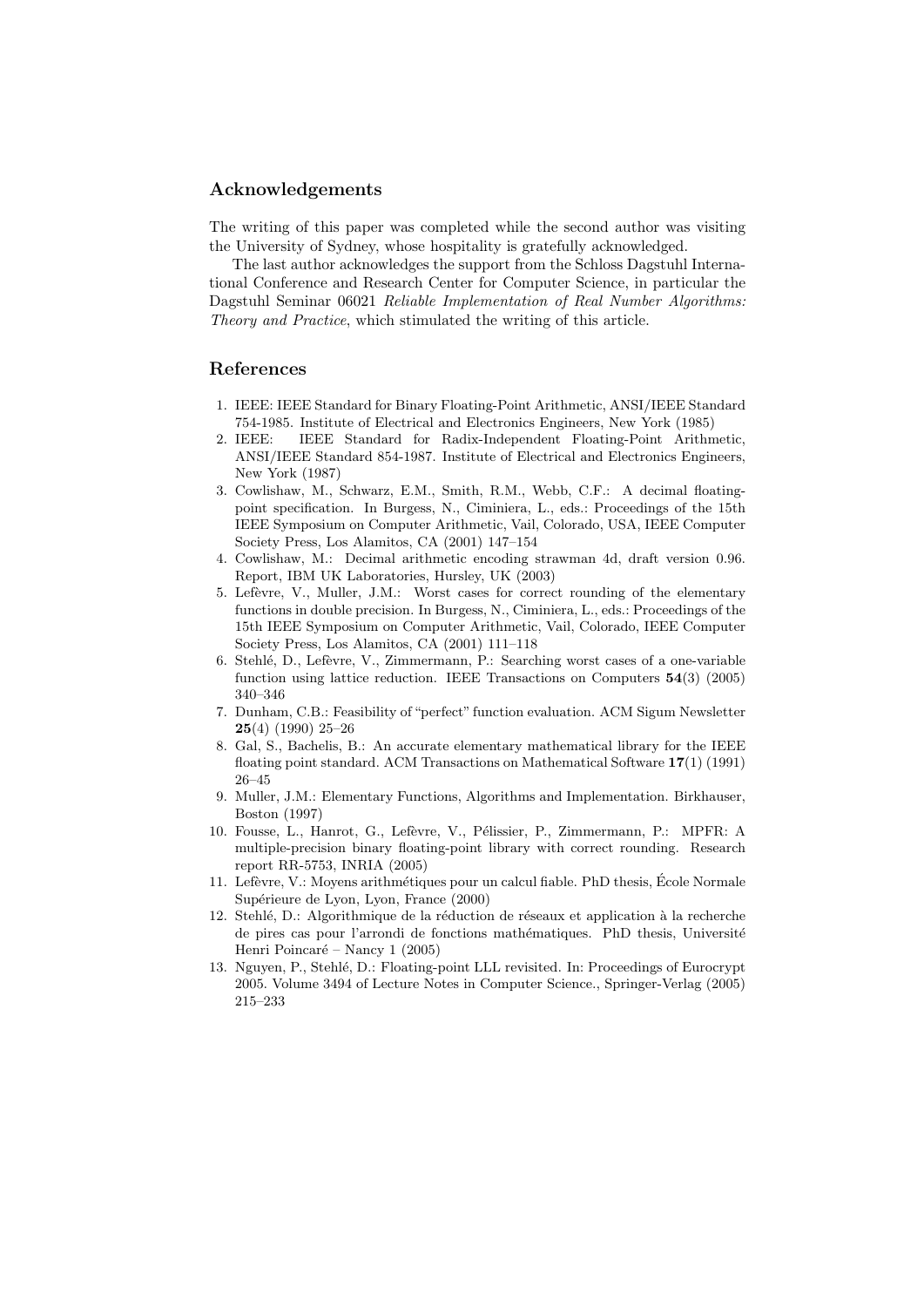## Acknowledgements

The writing of this paper was completed while the second author was visiting the University of Sydney, whose hospitality is gratefully acknowledged.

The last author acknowledges the support from the Schloss Dagstuhl International Conference and Research Center for Computer Science, in particular the Dagstuhl Seminar 06021 *Reliable Implementation of Real Number Algorithms: Theory and Practice*, which stimulated the writing of this article.

## References

1. IEEE: IEEE Standard for Binary Floating-Point Arithmetic, ANSI/IEEE Standard 754-1985. Institute of Electrical and Electronics Engineers, New York (1985)
2. IEEE: IEEE Standard for Radix-Independent Floating-Point Arithmetic, ANSI/IEEE Standard 854-1987. Institute of Electrical and Electronics Engineers, New York (1987)
3. Cowlishaw, M., Schwarz, E.M., Smith, R.M., Webb, C.F.: A decimal floating-point specification. In Burgess, N., Ciminiera, L., eds.: Proceedings of the 15th IEEE Symposium on Computer Arithmetic, Vail, Colorado, USA, IEEE Computer Society Press, Los Alamitos, CA (2001) 147–154
4. Cowlishaw, M.: Decimal arithmetic encoding strawman 4d, draft version 0.96. Report, IBM UK Laboratories, Hursley, UK (2003)
5. Lefèvre, V., Muller, J.M.: Worst cases for correct rounding of the elementary functions in double precision. In Burgess, N., Ciminiera, L., eds.: Proceedings of the 15th IEEE Symposium on Computer Arithmetic, Vail, Colorado, IEEE Computer Society Press, Los Alamitos, CA (2001) 111–118
6. Stehlé, D., Lefèvre, V., Zimmermann, P.: Searching worst cases of a one-variable function using lattice reduction. IEEE Transactions on Computers **54**(3) (2005) 340–346
7. Dunham, C.B.: Feasibility of "perfect" function evaluation. ACM Sigum Newsletter **25**(4) (1990) 25–26
8. Gal, S., Bachelis, B.: An accurate elementary mathematical library for the IEEE floating point standard. ACM Transactions on Mathematical Software **17**(1) (1991) 26–45
9. Muller, J.M.: Elementary Functions, Algorithms and Implementation. Birkhauser, Boston (1997)
10. Fousse, L., Hanrot, G., Lefèvre, V., Pélissier, P., Zimmermann, P.: MPFR: A multiple-precision binary floating-point library with correct rounding. Research report RR-5753, INRIA (2005)
11. Lefèvre, V.: Moyens arithmétiques pour un calcul fiable. PhD thesis, École Normale Supérieure de Lyon, Lyon, France (2000)
12. Stehlé, D.: Algorithmique de la réduction de réseaux et application à la recherche de pires cas pour l'arrondi de fonctions mathématiques. PhD thesis, Université Henri Poincaré – Nancy 1 (2005)
13. Nguyen, P., Stehlé, D.: Floating-point LLL revisited. In: Proceedings of Eurocrypt 2005. Volume 3494 of Lecture Notes in Computer Science., Springer-Verlag (2005) 215–233